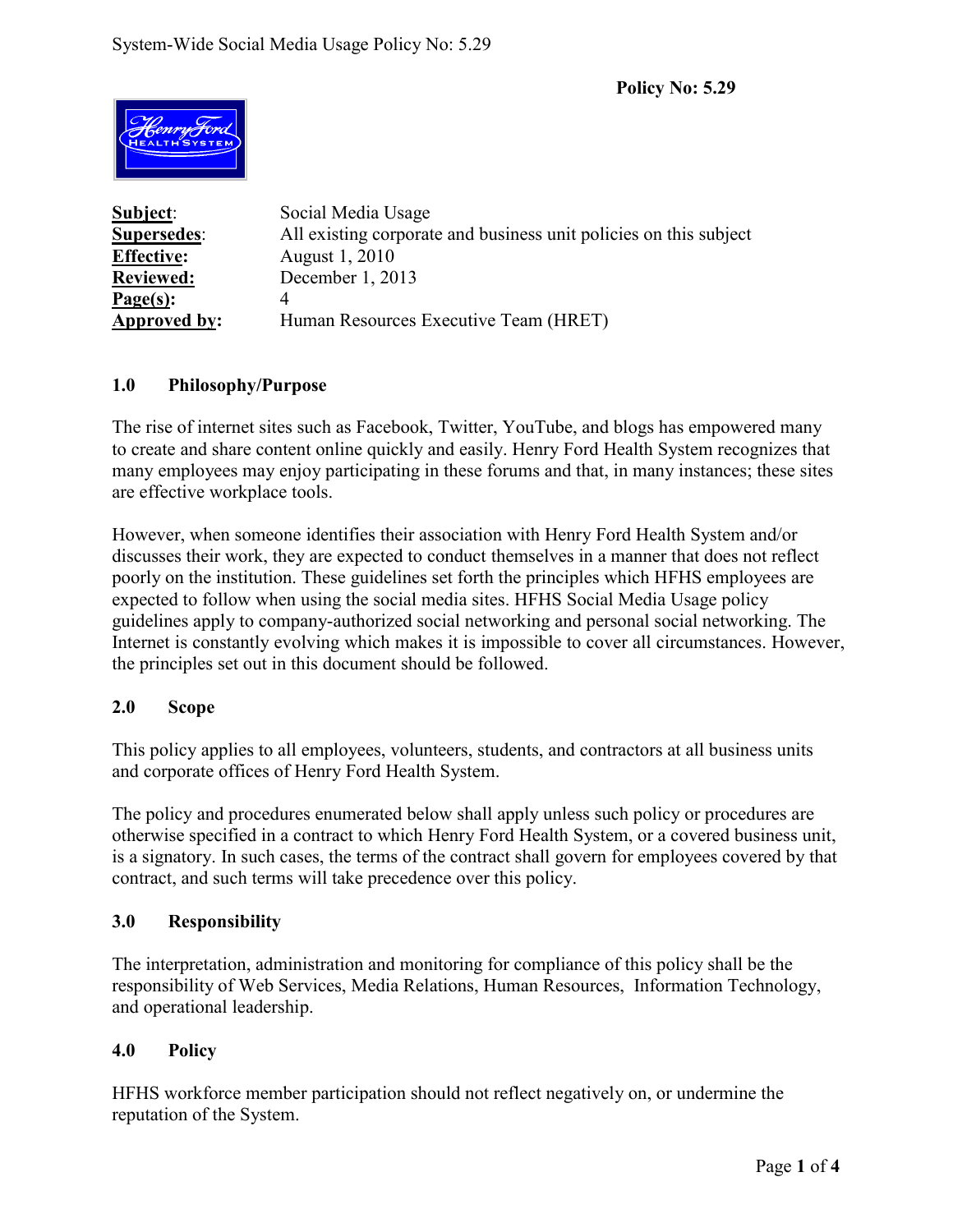**Policy No: 5.29**

| | |
|---|---|
| **Subject**: | Social Media Usage |
| **Supersedes**: | All existing corporate and business unit policies on this subject |
| **Effective:** | August 1, 2010 |
| **Reviewed:** | December 1, 2013 |
| **Page(s):** | 4 |
| **Approved by:** | Human Resources Executive Team (HRET) |

## 1.0 Philosophy/Purpose

The rise of internet sites such as Facebook, Twitter, YouTube, and blogs has empowered many to create and share content online quickly and easily. Henry Ford Health System recognizes that many employees may enjoy participating in these forums and that, in many instances; these sites are effective workplace tools.

However, when someone identifies their association with Henry Ford Health System and/or discusses their work, they are expected to conduct themselves in a manner that does not reflect poorly on the institution. These guidelines set forth the principles which HFHS employees are expected to follow when using the social media sites. HFHS Social Media Usage policy guidelines apply to company-authorized social networking and personal social networking. The Internet is constantly evolving which makes it is impossible to cover all circumstances. However, the principles set out in this document should be followed.

## 2.0 Scope

This policy applies to all employees, volunteers, students, and contractors at all business units and corporate offices of Henry Ford Health System.

The policy and procedures enumerated below shall apply unless such policy or procedures are otherwise specified in a contract to which Henry Ford Health System, or a covered business unit, is a signatory. In such cases, the terms of the contract shall govern for employees covered by that contract, and such terms will take precedence over this policy.

## 3.0 Responsibility

The interpretation, administration and monitoring for compliance of this policy shall be the responsibility of Web Services, Media Relations, Human Resources, Information Technology, and operational leadership.

## 4.0 Policy

HFHS workforce member participation should not reflect negatively on, or undermine the reputation of the System.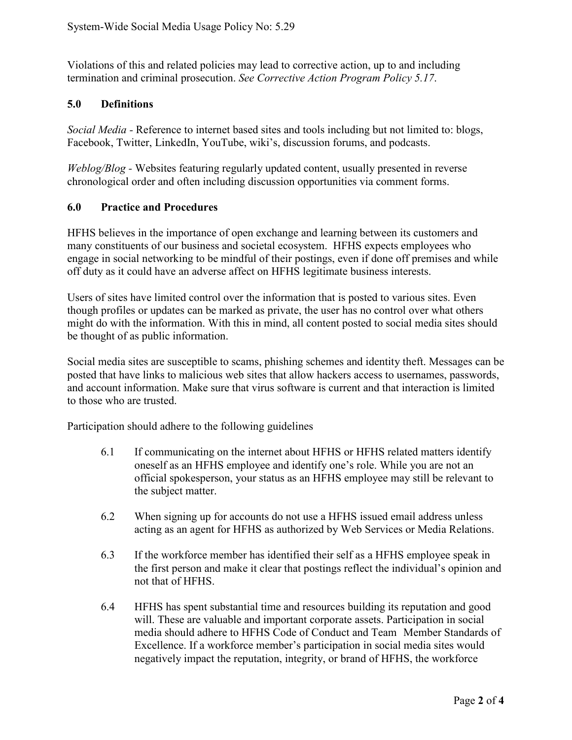Violations of this and related policies may lead to corrective action, up to and including termination and criminal prosecution. *See Corrective Action Program Policy 5.17*.

## 5.0 Definitions

*Social Media* - Reference to internet based sites and tools including but not limited to: blogs, Facebook, Twitter, LinkedIn, YouTube, wiki's, discussion forums, and podcasts.

*Weblog/Blog* - Websites featuring regularly updated content, usually presented in reverse chronological order and often including discussion opportunities via comment forms.

## 6.0 Practice and Procedures

HFHS believes in the importance of open exchange and learning between its customers and many constituents of our business and societal ecosystem. HFHS expects employees who engage in social networking to be mindful of their postings, even if done off premises and while off duty as it could have an adverse affect on HFHS legitimate business interests.

Users of sites have limited control over the information that is posted to various sites. Even though profiles or updates can be marked as private, the user has no control over what others might do with the information. With this in mind, all content posted to social media sites should be thought of as public information.

Social media sites are susceptible to scams, phishing schemes and identity theft. Messages can be posted that have links to malicious web sites that allow hackers access to usernames, passwords, and account information. Make sure that virus software is current and that interaction is limited to those who are trusted.

Participation should adhere to the following guidelines

6.1 If communicating on the internet about HFHS or HFHS related matters identify oneself as an HFHS employee and identify one's role. While you are not an official spokesperson, your status as an HFHS employee may still be relevant to the subject matter.

6.2 When signing up for accounts do not use a HFHS issued email address unless acting as an agent for HFHS as authorized by Web Services or Media Relations.

6.3 If the workforce member has identified their self as a HFHS employee speak in the first person and make it clear that postings reflect the individual's opinion and not that of HFHS.

6.4 HFHS has spent substantial time and resources building its reputation and good will. These are valuable and important corporate assets. Participation in social media should adhere to HFHS Code of Conduct and Team Member Standards of Excellence. If a workforce member's participation in social media sites would negatively impact the reputation, integrity, or brand of HFHS, the workforce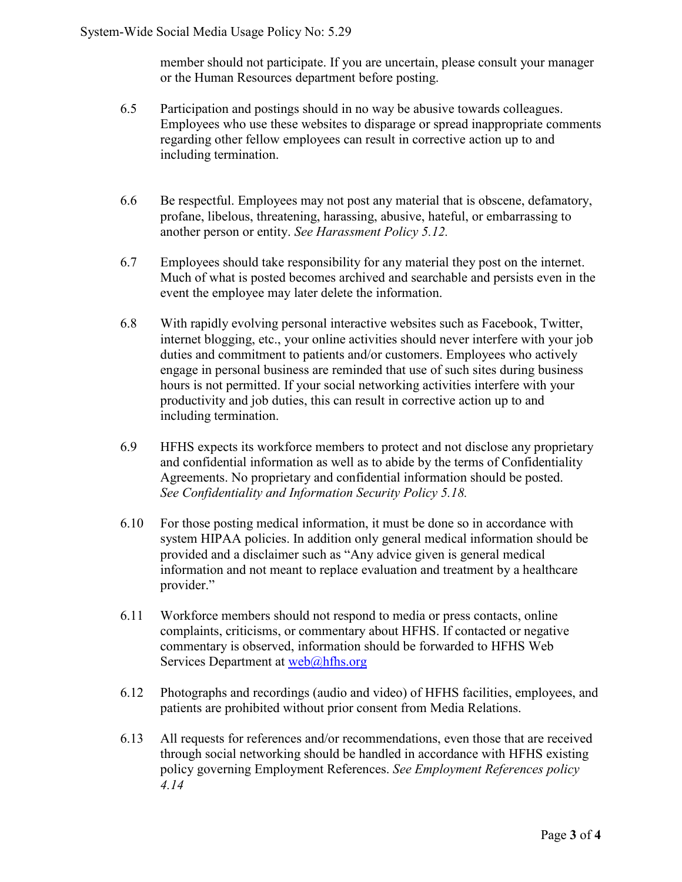member should not participate. If you are uncertain, please consult your manager or the Human Resources department before posting.

6.5 Participation and postings should in no way be abusive towards colleagues. Employees who use these websites to disparage or spread inappropriate comments regarding other fellow employees can result in corrective action up to and including termination.

6.6 Be respectful. Employees may not post any material that is obscene, defamatory, profane, libelous, threatening, harassing, abusive, hateful, or embarrassing to another person or entity. *See Harassment Policy 5.12.*

6.7 Employees should take responsibility for any material they post on the internet. Much of what is posted becomes archived and searchable and persists even in the event the employee may later delete the information.

6.8 With rapidly evolving personal interactive websites such as Facebook, Twitter, internet blogging, etc., your online activities should never interfere with your job duties and commitment to patients and/or customers. Employees who actively engage in personal business are reminded that use of such sites during business hours is not permitted. If your social networking activities interfere with your productivity and job duties, this can result in corrective action up to and including termination.

6.9 HFHS expects its workforce members to protect and not disclose any proprietary and confidential information as well as to abide by the terms of Confidentiality Agreements. No proprietary and confidential information should be posted. *See Confidentiality and Information Security Policy 5.18.*

6.10 For those posting medical information, it must be done so in accordance with system HIPAA policies. In addition only general medical information should be provided and a disclaimer such as "Any advice given is general medical information and not meant to replace evaluation and treatment by a healthcare provider."

6.11 Workforce members should not respond to media or press contacts, online complaints, criticisms, or commentary about HFHS. If contacted or negative commentary is observed, information should be forwarded to HFHS Web Services Department at web@hfhs.org

6.12 Photographs and recordings (audio and video) of HFHS facilities, employees, and patients are prohibited without prior consent from Media Relations.

6.13 All requests for references and/or recommendations, even those that are received through social networking should be handled in accordance with HFHS existing policy governing Employment References. *See Employment References policy 4.14*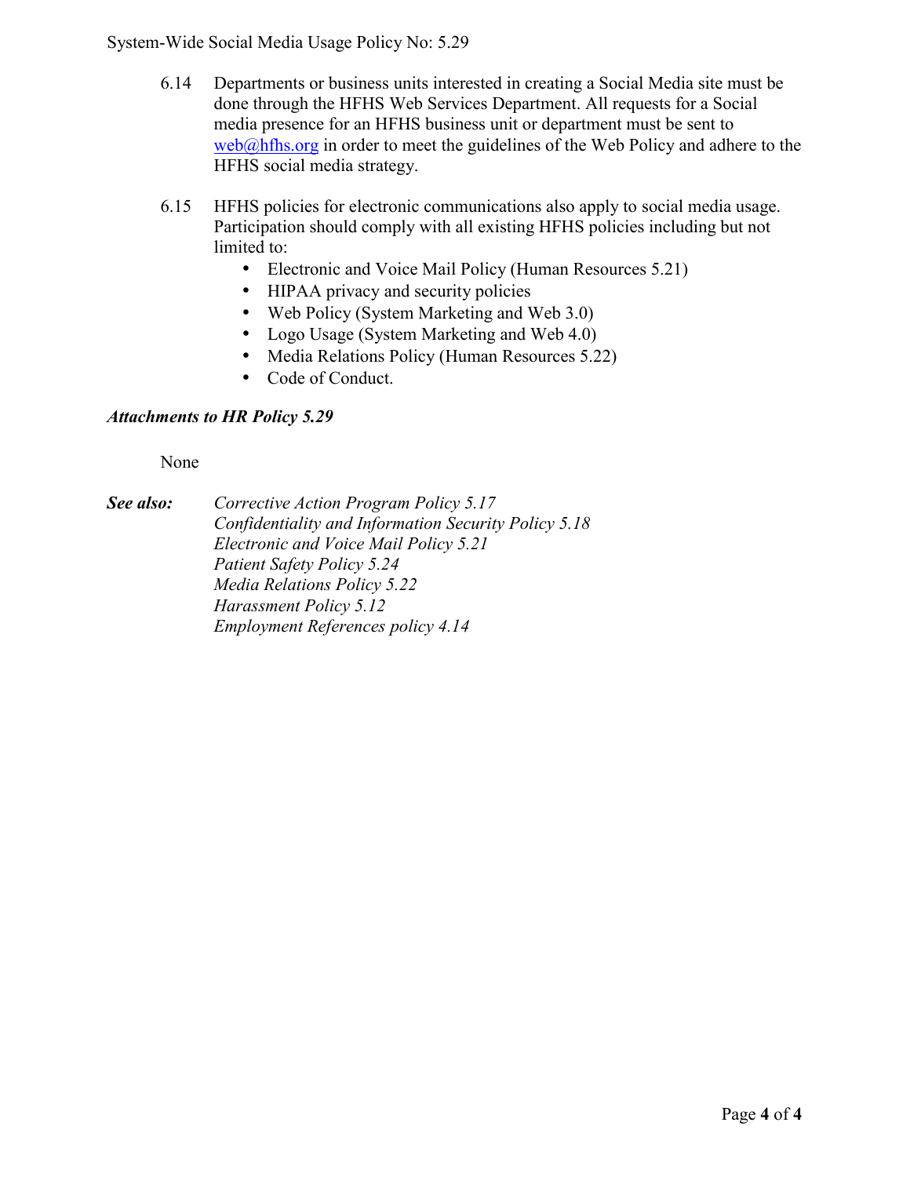6.14 Departments or business units interested in creating a Social Media site must be done through the HFHS Web Services Department. All requests for a Social media presence for an HFHS business unit or department must be sent to web@hfhs.org in order to meet the guidelines of the Web Policy and adhere to the HFHS social media strategy.

6.15 HFHS policies for electronic communications also apply to social media usage. Participation should comply with all existing HFHS policies including but not limited to:

- Electronic and Voice Mail Policy (Human Resources 5.21)
- HIPAA privacy and security policies
- Web Policy (System Marketing and Web 3.0)
- Logo Usage (System Marketing and Web 4.0)
- Media Relations Policy (Human Resources 5.22)
- Code of Conduct.

***Attachments to HR Policy 5.29***

None

***See also:***

*Corrective Action Program Policy 5.17*
*Confidentiality and Information Security Policy 5.18*
*Electronic and Voice Mail Policy 5.21*
*Patient Safety Policy 5.24*
*Media Relations Policy 5.22*
*Harassment Policy 5.12*
*Employment References policy 4.14*